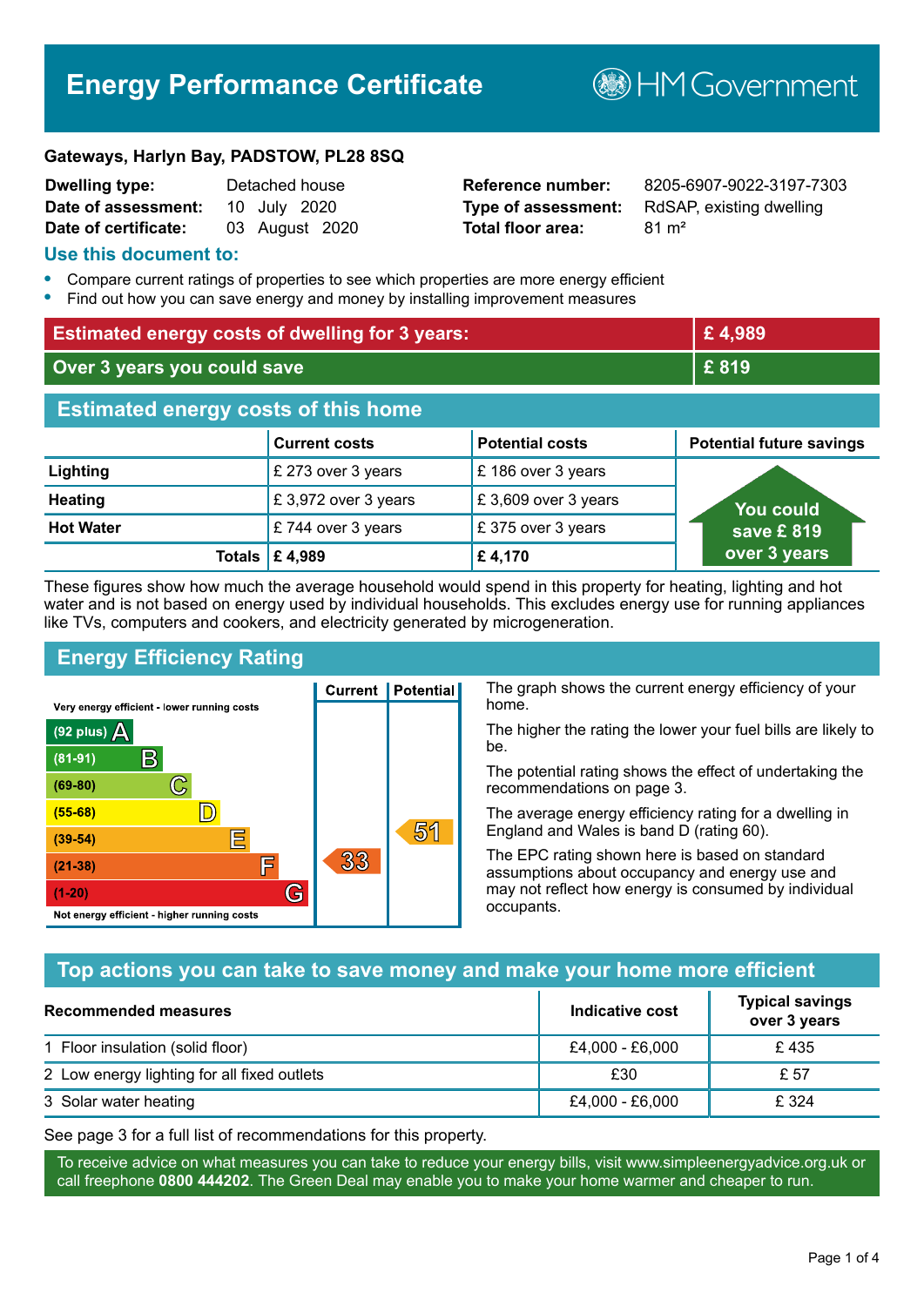# Energy Performance Certificate

HM Government

**Gateways, Harlyn Bay, PADSTOW, PL28 8SQ**

| | | | |
|---|---|---|---|
| **Dwelling type:** | Detached house | **Reference number:** | 8205-6907-9022-3197-7303 |
| **Date of assessment:** | 10 July 2020 | **Type of assessment:** | RdSAP, existing dwelling |
| **Date of certificate:** | 03 August 2020 | **Total floor area:** | 81 m² |

## Use this document to:

- Compare current ratings of properties to see which properties are more energy efficient
- Find out how you can save energy and money by installing improvement measures

| | |
|---|---|
| **Estimated energy costs of dwelling for 3 years:** | **£ 4,989** |
| **Over 3 years you could save** | **£ 819** |

## Estimated energy costs of this home

| | Current costs | Potential costs | Potential future savings |
|---|---|---|---|
| **Lighting** | £ 273 over 3 years | £ 186 over 3 years | You could save £ 819 over 3 years |
| **Heating** | £ 3,972 over 3 years | £ 3,609 over 3 years | |
| **Hot Water** | £ 744 over 3 years | £ 375 over 3 years | |
| **Totals** | **£ 4,989** | **£ 4,170** | |

These figures show how much the average household would spend in this property for heating, lighting and hot water and is not based on energy used by individual households. This excludes energy use for running appliances like TVs, computers and cookers, and electricity generated by microgeneration.

## Energy Efficiency Rating

| Rating | Current | Potential |
|---|---|---|
| Very energy efficient - lower running costs | | |
| (92 plus) A | | |
| (81-91) B | | |
| (69-80) C | | |
| (55-68) D | | |
| (39-54) E | | 51 |
| (21-38) F | 33 | |
| (1-20) G | | |
| Not energy efficient - higher running costs | | |

The graph shows the current energy efficiency of your home.

The higher the rating the lower your fuel bills are likely to be.

The potential rating shows the effect of undertaking the recommendations on page 3.

The average energy efficiency rating for a dwelling in England and Wales is band D (rating 60).

The EPC rating shown here is based on standard assumptions about occupancy and energy use and may not reflect how energy is consumed by individual occupants.

## Top actions you can take to save money and make your home more efficient

| Recommended measures | Indicative cost | Typical savings over 3 years |
|---|---|---|
| 1 Floor insulation (solid floor) | £4,000 - £6,000 | £ 435 |
| 2 Low energy lighting for all fixed outlets | £30 | £ 57 |
| 3 Solar water heating | £4,000 - £6,000 | £ 324 |

See page 3 for a full list of recommendations for this property.

To receive advice on what measures you can take to reduce your energy bills, visit www.simpleenergyadvice.org.uk or call freephone **0800 444202**. The Green Deal may enable you to make your home warmer and cheaper to run.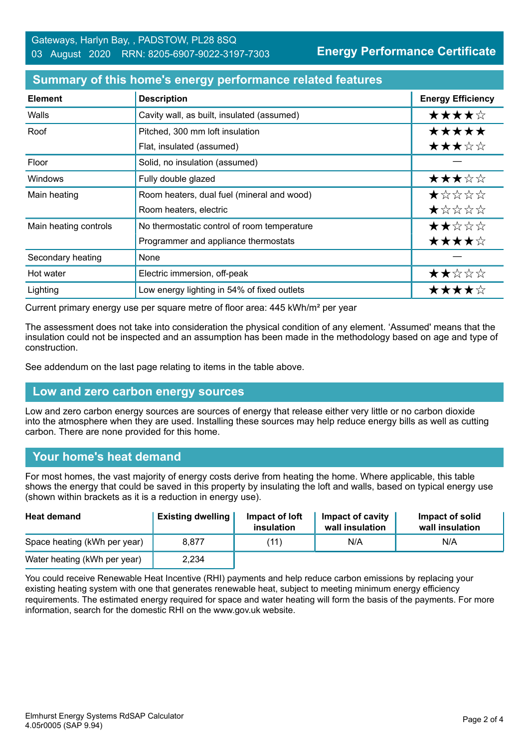Gateways, Harlyn Bay, , PADSTOW, PL28 8SQ
03 August 2020 RRN: 8205-6907-9022-3197-7303

**Energy Performance Certificate**

## Summary of this home's energy performance related features

| Element | Description | Energy Efficiency |
|---|---|---|
| Walls | Cavity wall, as built, insulated (assumed) | ★★★★☆ |
| Roof | Pitched, 300 mm loft insulation | ★★★★★ |
| | Flat, insulated (assumed) | ★★★☆☆ |
| Floor | Solid, no insulation (assumed) | — |
| Windows | Fully double glazed | ★★★☆☆ |
| Main heating | Room heaters, dual fuel (mineral and wood) | ★☆☆☆☆ |
| | Room heaters, electric | ★☆☆☆☆ |
| Main heating controls | No thermostatic control of room temperature | ★★☆☆☆ |
| | Programmer and appliance thermostats | ★★★★☆ |
| Secondary heating | None | — |
| Hot water | Electric immersion, off-peak | ★★☆☆☆ |
| Lighting | Low energy lighting in 54% of fixed outlets | ★★★★☆ |

Current primary energy use per square metre of floor area: 445 kWh/m² per year

The assessment does not take into consideration the physical condition of any element. 'Assumed' means that the insulation could not be inspected and an assumption has been made in the methodology based on age and type of construction.

See addendum on the last page relating to items in the table above.

## Low and zero carbon energy sources

Low and zero carbon energy sources are sources of energy that release either very little or no carbon dioxide into the atmosphere when they are used. Installing these sources may help reduce energy bills as well as cutting carbon. There are none provided for this home.

## Your home's heat demand

For most homes, the vast majority of energy costs derive from heating the home. Where applicable, this table shows the energy that could be saved in this property by insulating the loft and walls, based on typical energy use (shown within brackets as it is a reduction in energy use).

| Heat demand | Existing dwelling | Impact of loft insulation | Impact of cavity wall insulation | Impact of solid wall insulation |
|---|---|---|---|---|
| Space heating (kWh per year) | 8,877 | (11) | N/A | N/A |
| Water heating (kWh per year) | 2,234 | | | |

You could receive Renewable Heat Incentive (RHI) payments and help reduce carbon emissions by replacing your existing heating system with one that generates renewable heat, subject to meeting minimum energy efficiency requirements. The estimated energy required for space and water heating will form the basis of the payments. For more information, search for the domestic RHI on the www.gov.uk website.

Elmhurst Energy Systems RdSAP Calculator
4.05r0005 (SAP 9.94)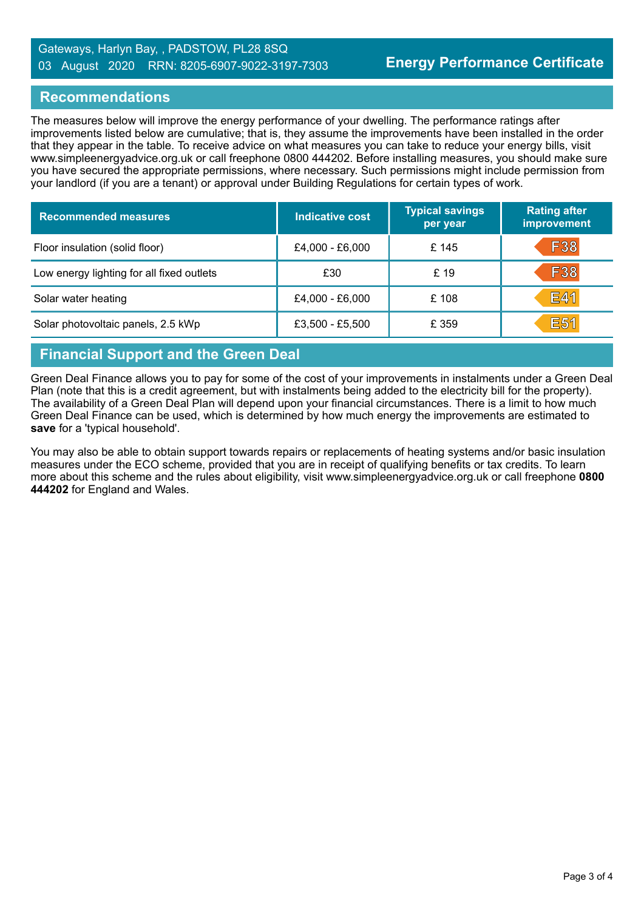Gateways, Harlyn Bay, , PADSTOW, PL28 8SQ
03 August 2020 RRN: 8205-6907-9022-3197-7303

**Energy Performance Certificate**

## Recommendations

The measures below will improve the energy performance of your dwelling. The performance ratings after improvements listed below are cumulative; that is, they assume the improvements have been installed in the order that they appear in the table. To receive advice on what measures you can take to reduce your energy bills, visit www.simpleenergyadvice.org.uk or call freephone 0800 444202. Before installing measures, you should make sure you have secured the appropriate permissions, where necessary. Such permissions might include permission from your landlord (if you are a tenant) or approval under Building Regulations for certain types of work.

| Recommended measures | Indicative cost | Typical savings per year | Rating after improvement |
|---|---|---|---|
| Floor insulation (solid floor) | £4,000 - £6,000 | £ 145 | F38 |
| Low energy lighting for all fixed outlets | £30 | £ 19 | F38 |
| Solar water heating | £4,000 - £6,000 | £ 108 | E41 |
| Solar photovoltaic panels, 2.5 kWp | £3,500 - £5,500 | £ 359 | E51 |

## Financial Support and the Green Deal

Green Deal Finance allows you to pay for some of the cost of your improvements in instalments under a Green Deal Plan (note that this is a credit agreement, but with instalments being added to the electricity bill for the property). The availability of a Green Deal Plan will depend upon your financial circumstances. There is a limit to how much Green Deal Finance can be used, which is determined by how much energy the improvements are estimated to **save** for a 'typical household'.

You may also be able to obtain support towards repairs or replacements of heating systems and/or basic insulation measures under the ECO scheme, provided that you are in receipt of qualifying benefits or tax credits. To learn more about this scheme and the rules about eligibility, visit www.simpleenergyadvice.org.uk or call freephone **0800 444202** for England and Wales.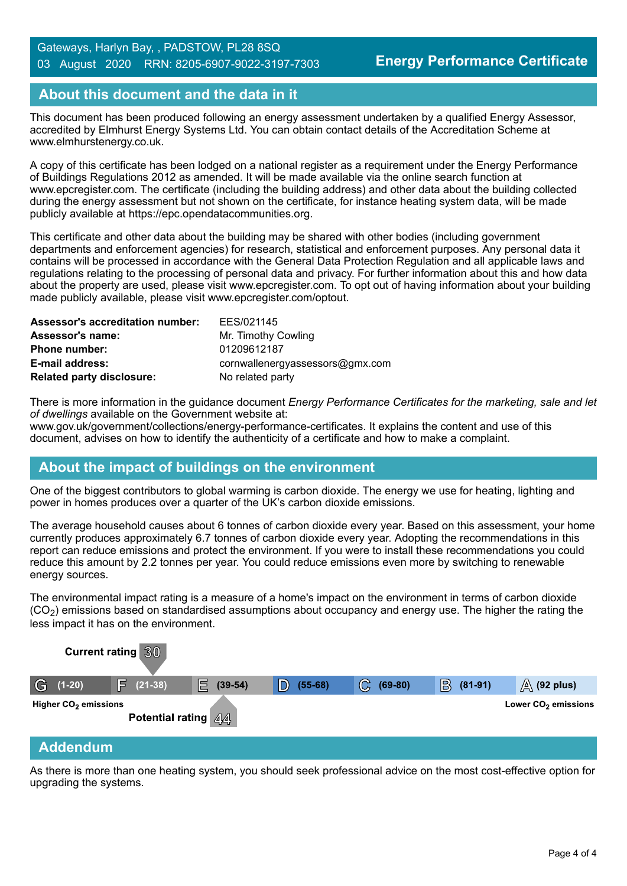Gateways, Harlyn Bay, , PADSTOW, PL28 8SQ
03 August 2020 RRN: 8205-6907-9022-3197-7303

**Energy Performance Certificate**

## About this document and the data in it

This document has been produced following an energy assessment undertaken by a qualified Energy Assessor, accredited by Elmhurst Energy Systems Ltd. You can obtain contact details of the Accreditation Scheme at www.elmhurstenergy.co.uk.

A copy of this certificate has been lodged on a national register as a requirement under the Energy Performance of Buildings Regulations 2012 as amended. It will be made available via the online search function at www.epcregister.com. The certificate (including the building address) and other data about the building collected during the energy assessment but not shown on the certificate, for instance heating system data, will be made publicly available at https://epc.opendatacommunities.org.

This certificate and other data about the building may be shared with other bodies (including government departments and enforcement agencies) for research, statistical and enforcement purposes. Any personal data it contains will be processed in accordance with the General Data Protection Regulation and all applicable laws and regulations relating to the processing of personal data and privacy. For further information about this and how data about the property are used, please visit www.epcregister.com. To opt out of having information about your building made publicly available, please visit www.epcregister.com/optout.

| | |
|---|---|
| **Assessor's accreditation number:** | EES/021145 |
| **Assessor's name:** | Mr. Timothy Cowling |
| **Phone number:** | 01209612187 |
| **E-mail address:** | cornwallenergyassessors@gmx.com |
| **Related party disclosure:** | No related party |

There is more information in the guidance document *Energy Performance Certificates for the marketing, sale and let of dwellings* available on the Government website at: www.gov.uk/government/collections/energy-performance-certificates. It explains the content and use of this document, advises on how to identify the authenticity of a certificate and how to make a complaint.

## About the impact of buildings on the environment

One of the biggest contributors to global warming is carbon dioxide. The energy we use for heating, lighting and power in homes produces over a quarter of the UK's carbon dioxide emissions.

The average household causes about 6 tonnes of carbon dioxide every year. Based on this assessment, your home currently produces approximately 6.7 tonnes of carbon dioxide every year. Adopting the recommendations in this report can reduce emissions and protect the environment. If you were to install these recommendations you could reduce this amount by 2.2 tonnes per year. You could reduce emissions even more by switching to renewable energy sources.

The environmental impact rating is a measure of a home's impact on the environment in terms of carbon dioxide ($CO_2$) emissions based on standardised assumptions about occupancy and energy use. The higher the rating the less impact it has on the environment.

Current rating 30

G (1-20)
F (21-38)
E (39-54)
D (55-68)
C (69-80)
B (81-91)
A (92 plus)

Higher $CO_2$ emissions
Lower $CO_2$ emissions

Potential rating 44

## Addendum

As there is more than one heating system, you should seek professional advice on the most cost-effective option for upgrading the systems.